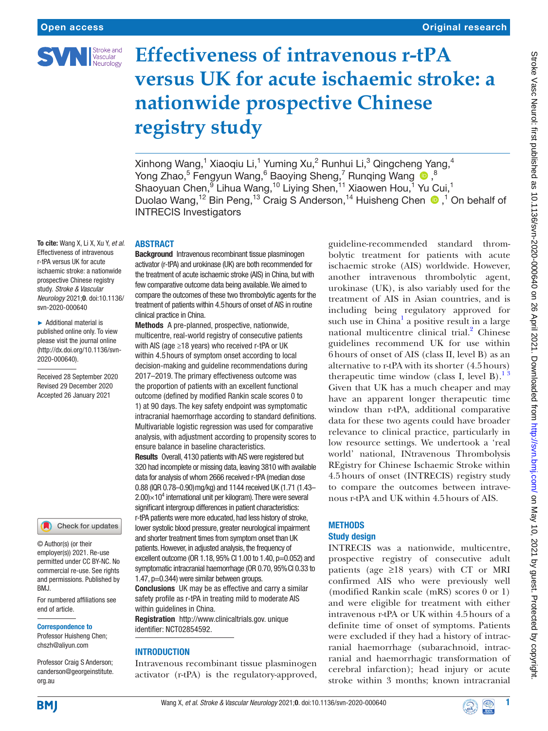Open access

Original research

# Effectiveness of intravenous r-tPA versus UK for acute ischaemic stroke: a nationwide prospective Chinese registry study

Xinhong Wang,[1] Xiaoqiu Li,[1] Yuming Xu,[2] Runhui Li,[3] Qingcheng Yang,[4] Yong Zhao,[5] Fengyun Wang,[6] Baoying Sheng,[7] Runqing Wang,[8] Shaoyuan Chen,[9] Lihua Wang,[10] Liying Shen,[11] Xiaowen Hou,[1] Yu Cui,[1] Duolao Wang,[12] Bin Peng,[13] Craig S Anderson,[14] Huisheng Chen,[1] On behalf of INTRECIS Investigators

To cite: Wang X, Li X, Xu Y, *et al*. Effectiveness of intravenous r-tPA versus UK for acute ischaemic stroke: a nationwide prospective Chinese registry study. *Stroke & Vascular Neurology* 2021;**0**. doi:10.1136/svn-2020-000640

► Additional material is published online only. To view please visit the journal online (http://dx.doi.org/10.1136/svn-2020-000640).

Received 28 September 2020
Revised 29 December 2020
Accepted 26 January 2021

© Author(s) (or their employer(s)) 2021. Re-use permitted under CC BY-NC. No commercial re-use. See rights and permissions. Published by BMJ.

For numbered affiliations see end of article.

**Correspondence to**
Professor Huisheng Chen; chszh@aliyun.com

Professor Craig S Anderson; canderson@georgeinstitute.org.au

## ABSTRACT

**Background** Intravenous recombinant tissue plasminogen activator (r-tPA) and urokinase (UK) are both recommended for the treatment of acute ischaemic stroke (AIS) in China, but with few comparative outcome data being available. We aimed to compare the outcomes of these two thrombolytic agents for the treatment of patients within 4.5 hours of onset of AIS in routine clinical practice in China.

**Methods** A pre-planned, prospective, nationwide, multicentre, real-world registry of consecutive patients with AIS (age ≥18 years) who received r-tPA or UK within 4.5 hours of symptom onset according to local decision-making and guideline recommendations during 2017–2019. The primary effectiveness outcome was the proportion of patients with an excellent functional outcome (defined by modified Rankin scale scores 0 to 1) at 90 days. The key safety endpoint was symptomatic intracranial haemorrhage according to standard definitions. Multivariable logistic regression was used for comparative analysis, with adjustment according to propensity scores to ensure balance in baseline characteristics.

**Results** Overall, 4130 patients with AIS were registered but 320 had incomplete or missing data, leaving 3810 with available data for analysis of whom 2666 received r-tPA (median dose 0.88 (IQR 0.78–0.90) mg/kg) and 1144 received UK (1.71 (1.43–2.00)×$10^4$ international unit per kilogram). There were several significant intergroup differences in patient characteristics: r-tPA patients were more educated, had less history of stroke, lower systolic blood pressure, greater neurological impairment and shorter treatment times from symptom onset than UK patients. However, in adjusted analysis, the frequency of excellent outcome (OR 1.18, 95% CI 1.00 to 1.40, p=0.052) and symptomatic intracranial haemorrhage (OR 0.70, 95% CI 0.33 to 1.47, p=0.344) were similar between groups.

**Conclusions** UK may be as effective and carry a similar safety profile as r-tPA in treating mild to moderate AIS within guidelines in China.

**Registration** http://www.clinicaltrials.gov. unique identifier: NCT02854592.

## INTRODUCTION

Intravenous recombinant tissue plasminogen activator (r-tPA) is the regulatory-approved, guideline-recommended standard thrombolytic treatment for patients with acute ischaemic stroke (AIS) worldwide. However, another intravenous thrombolytic agent, urokinase (UK), is also variably used for the treatment of AIS in Asian countries, and is including being regulatory approved for such use in China[1] a positive result in a large national multicentre clinical trial.[2] Chinese guidelines recommend UK for use within 6 hours of onset of AIS (class II, level B) as an alternative to r-tPA with its shorter (4.5 hours) therapeutic time window (class I, level B).[1,3] Given that UK has a much cheaper and may have an apparent longer therapeutic time window than r-tPA, additional comparative data for these two agents could have broader relevance to clinical practice, particularly in low resource settings. We undertook a 'real world' national, INtravenous Thrombolysis REgistry for Chinese Ischaemic Stroke within 4.5 hours of onset (INTRECIS) registry study to compare the outcomes between intravenous r-tPA and UK within 4.5 hours of AIS.

## METHODS

### Study design

INTRECIS was a nationwide, multicentre, prospective registry of consecutive adult patients (age ≥18 years) with CT or MRI confirmed AIS who were previously well (modified Rankin scale (mRS) scores 0 or 1) and were eligible for treatment with either intravenous r-tPA or UK within 4.5 hours of a definite time of onset of symptoms. Patients were excluded if they had a history of intracranial haemorrhage (subarachnoid, intracranial and haemorrhagic transformation of cerebral infarction); head injury or acute stroke within 3 months; known intracranial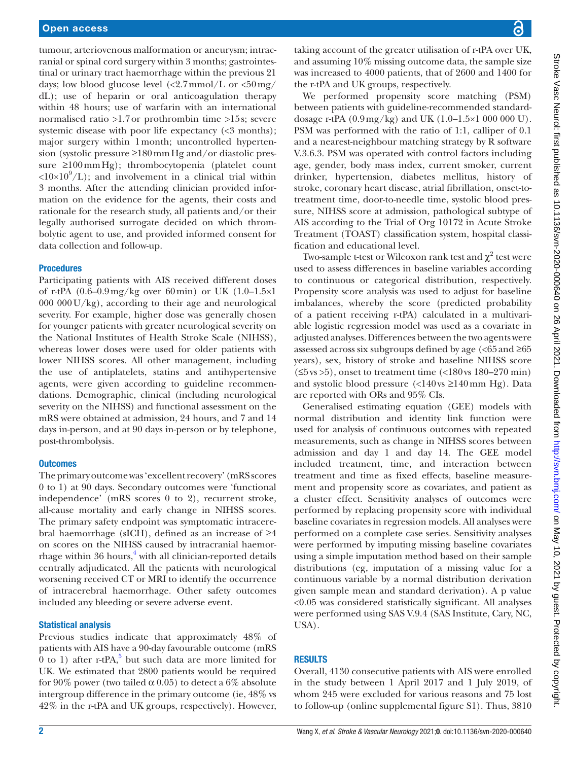tumour, arteriovenous malformation or aneurysm; intracranial or spinal cord surgery within 3 months; gastrointestinal or urinary tract haemorrhage within the previous 21 days; low blood glucose level (<2.7 mmol/L or <50 mg/dL); use of heparin or oral anticoagulation therapy within 48 hours; use of warfarin with an international normalised ratio >1.7 or prothrombin time >15 s; severe systemic disease with poor life expectancy (<3 months); major surgery within 1 month; uncontrolled hypertension (systolic pressure ≥180 mm Hg and/or diastolic pressure ≥100 mm Hg); thrombocytopenia (platelet count $<10\times10^9$/L); and involvement in a clinical trial within 3 months. After the attending clinician provided information on the evidence for the agents, their costs and rationale for the research study, all patients and/or their legally authorised surrogate decided on which thrombolytic agent to use, and provided informed consent for data collection and follow-up.

### Procedures

Participating patients with AIS received different doses of r-tPA (0.6–0.9 mg/kg over 60 min) or UK (1.0–1.5×1 000 000 U/kg), according to their age and neurological severity. For example, higher dose was generally chosen for younger patients with greater neurological severity on the National Institutes of Health Stroke Scale (NIHSS), whereas lower doses were used for older patients with lower NIHSS scores. All other management, including the use of antiplatelets, statins and antihypertensive agents, were given according to guideline recommendations. Demographic, clinical (including neurological severity on the NIHSS) and functional assessment on the mRS were obtained at admission, 24 hours, and 7 and 14 days in-person, and at 90 days in-person or by telephone, post-thrombolysis.

### Outcomes

The primary outcome was 'excellent recovery' (mRS scores 0 to 1) at 90 days. Secondary outcomes were 'functional independence' (mRS scores 0 to 2), recurrent stroke, all-cause mortality and early change in NIHSS scores. The primary safety endpoint was symptomatic intracerebral haemorrhage (sICH), defined as an increase of ≥4 on scores on the NIHSS caused by intracranial haemorrhage within 36 hours,[4] with all clinician-reported details centrally adjudicated. All the patients with neurological worsening received CT or MRI to identify the occurrence of intracerebral haemorrhage. Other safety outcomes included any bleeding or severe adverse event.

### Statistical analysis

Previous studies indicate that approximately 48% of patients with AIS have a 90-day favourable outcome (mRS 0 to 1) after r-tPA,[5] but such data are more limited for UK. We estimated that 2800 patients would be required for 90% power (two tailed α 0.05) to detect a 6% absolute intergroup difference in the primary outcome (ie, 48% vs 42% in the r-tPA and UK groups, respectively). However, taking account of the greater utilisation of r-tPA over UK, and assuming 10% missing outcome data, the sample size was increased to 4000 patients, that of 2600 and 1400 for the r-tPA and UK groups, respectively.

We performed propensity score matching (PSM) between patients with guideline-recommended standard-dosage r-tPA (0.9 mg/kg) and UK (1.0–1.5×1 000 000 U). PSM was performed with the ratio of 1:1, calliper of 0.1 and a nearest-neighbour matching strategy by R software V.3.6.3. PSM was operated with control factors including age, gender, body mass index, current smoker, current drinker, hypertension, diabetes mellitus, history of stroke, coronary heart disease, atrial fibrillation, onset-to-treatment time, door-to-needle time, systolic blood pressure, NIHSS score at admission, pathological subtype of AIS according to the Trial of Org 10172 in Acute Stroke Treatment (TOAST) classification system, hospital classification and educational level.

Two-sample t-test or Wilcoxon rank test and $\chi^2$ test were used to assess differences in baseline variables according to continuous or categorical distribution, respectively. Propensity score analysis was used to adjust for baseline imbalances, whereby the score (predicted probability of a patient receiving r-tPA) calculated in a multivariable logistic regression model was used as a covariate in adjusted analyses. Differences between the two agents were assessed across six subgroups defined by age (<65 and ≥65 years), sex, history of stroke and baseline NIHSS score (≤5 vs >5), onset to treatment time (<180 vs 180–270 min) and systolic blood pressure (<140 vs ≥140 mm Hg). Data are reported with ORs and 95% CIs.

Generalised estimating equation (GEE) models with normal distribution and identity link function were used for analysis of continuous outcomes with repeated measurements, such as change in NIHSS scores between admission and day 1 and day 14. The GEE model included treatment, time, and interaction between treatment and time as fixed effects, baseline measurement and propensity score as covariates, and patient as a cluster effect. Sensitivity analyses of outcomes were performed by replacing propensity score with individual baseline covariates in regression models. All analyses were performed on a complete case series. Sensitivity analyses were performed by imputing missing baseline covariates using a simple imputation method based on their sample distributions (eg, imputation of a missing value for a continuous variable by a normal distribution derivation given sample mean and standard derivation). A p value <0.05 was considered statistically significant. All analyses were performed using SAS V.9.4 (SAS Institute, Cary, NC, USA).

## RESULTS

Overall, 4130 consecutive patients with AIS were enrolled in the study between 1 April 2017 and 1 July 2019, of whom 245 were excluded for various reasons and 75 lost to follow-up (online supplemental figure S1). Thus, 3810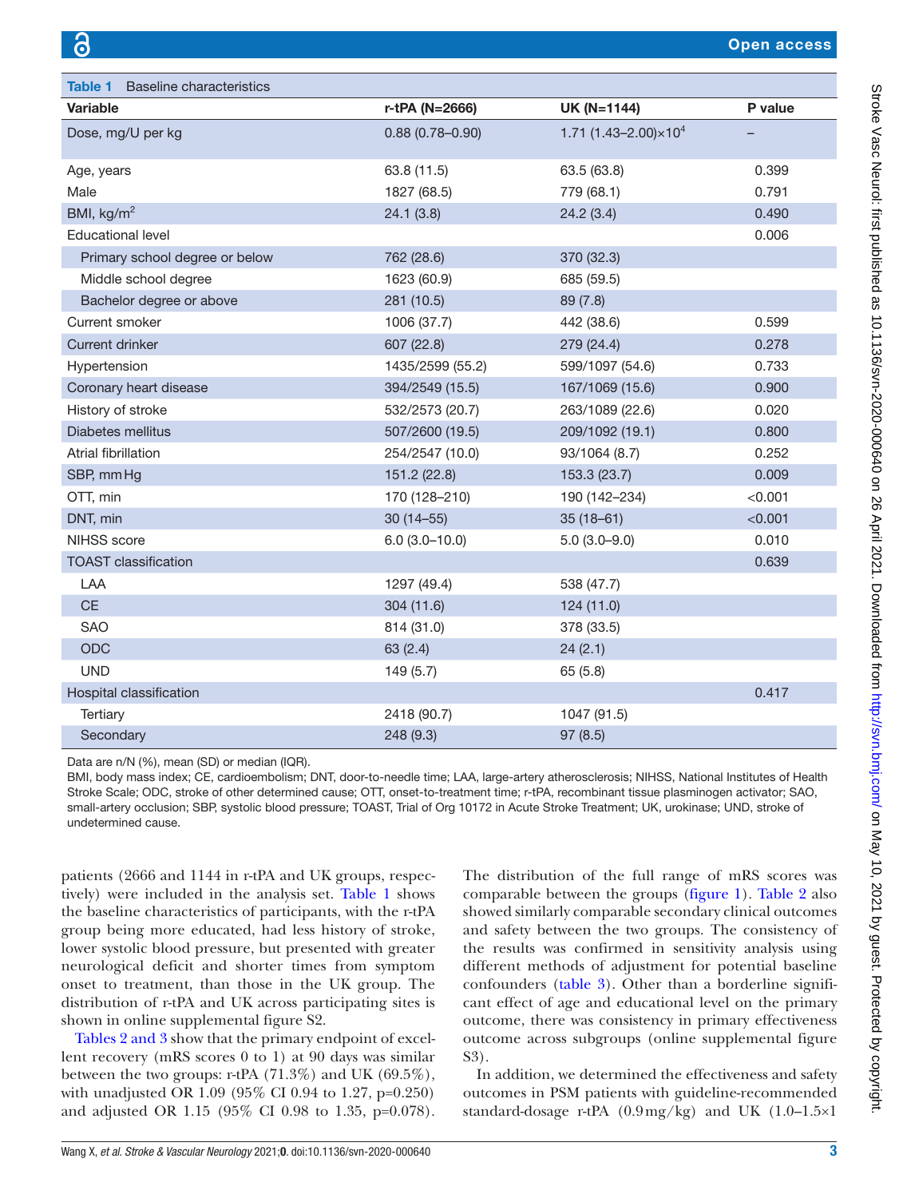**Table 1** Baseline characteristics

| Variable | r-tPA (N=2666) | UK (N=1144) | P value |
|---|---|---|---|
| Dose, mg/U per kg | 0.88 (0.78–0.90) | 1.71 (1.43–2.00)×$10^4$ | – |
| Age, years | 63.8 (11.5) | 63.5 (63.8) | 0.399 |
| Male | 1827 (68.5) | 779 (68.1) | 0.791 |
| BMI, kg/$m^2$ | 24.1 (3.8) | 24.2 (3.4) | 0.490 |
| Educational level | | | 0.006 |
| Primary school degree or below | 762 (28.6) | 370 (32.3) | |
| Middle school degree | 1623 (60.9) | 685 (59.5) | |
| Bachelor degree or above | 281 (10.5) | 89 (7.8) | |
| Current smoker | 1006 (37.7) | 442 (38.6) | 0.599 |
| Current drinker | 607 (22.8) | 279 (24.4) | 0.278 |
| Hypertension | 1435/2599 (55.2) | 599/1097 (54.6) | 0.733 |
| Coronary heart disease | 394/2549 (15.5) | 167/1069 (15.6) | 0.900 |
| History of stroke | 532/2573 (20.7) | 263/1089 (22.6) | 0.020 |
| Diabetes mellitus | 507/2600 (19.5) | 209/1092 (19.1) | 0.800 |
| Atrial fibrillation | 254/2547 (10.0) | 93/1064 (8.7) | 0.252 |
| SBP, mm Hg | 151.2 (22.8) | 153.3 (23.7) | 0.009 |
| OTT, min | 170 (128–210) | 190 (142–234) | <0.001 |
| DNT, min | 30 (14–55) | 35 (18–61) | <0.001 |
| NIHSS score | 6.0 (3.0–10.0) | 5.0 (3.0–9.0) | 0.010 |
| TOAST classification | | | 0.639 |
| LAA | 1297 (49.4) | 538 (47.7) | |
| CE | 304 (11.6) | 124 (11.0) | |
| SAO | 814 (31.0) | 378 (33.5) | |
| ODC | 63 (2.4) | 24 (2.1) | |
| UND | 149 (5.7) | 65 (5.8) | |
| Hospital classification | | | 0.417 |
| Tertiary | 2418 (90.7) | 1047 (91.5) | |
| Secondary | 248 (9.3) | 97 (8.5) | |

Data are n/N (%), mean (SD) or median (IQR).

BMI, body mass index; CE, cardioembolism; DNT, door-to-needle time; LAA, large-artery atherosclerosis; NIHSS, National Institutes of Health Stroke Scale; ODC, stroke of other determined cause; OTT, onset-to-treatment time; r-tPA, recombinant tissue plasminogen activator; SAO, small-artery occlusion; SBP, systolic blood pressure; TOAST, Trial of Org 10172 in Acute Stroke Treatment; UK, urokinase; UND, stroke of undetermined cause.

patients (2666 and 1144 in r-tPA and UK groups, respectively) were included in the analysis set. Table 1 shows the baseline characteristics of participants, with the r-tPA group being more educated, had less history of stroke, lower systolic blood pressure, but presented with greater neurological deficit and shorter times from symptom onset to treatment, than those in the UK group. The distribution of r-tPA and UK across participating sites is shown in online supplemental figure S2.

Tables 2 and 3 show that the primary endpoint of excellent recovery (mRS scores 0 to 1) at 90 days was similar between the two groups: r-tPA (71.3%) and UK (69.5%), with unadjusted OR 1.09 (95% CI 0.94 to 1.27, p=0.250) and adjusted OR 1.15 (95% CI 0.98 to 1.35, p=0.078). The distribution of the full range of mRS scores was comparable between the groups (figure 1). Table 2 also showed similarly comparable secondary clinical outcomes and safety between the two groups. The consistency of the results was confirmed in sensitivity analysis using different methods of adjustment for potential baseline confounders (table 3). Other than a borderline significant effect of age and educational level on the primary outcome, there was consistency in primary effectiveness outcome across subgroups (online supplemental figure S3).

In addition, we determined the effectiveness and safety outcomes in PSM patients with guideline-recommended standard-dosage r-tPA (0.9 mg/kg) and UK (1.0–1.5×1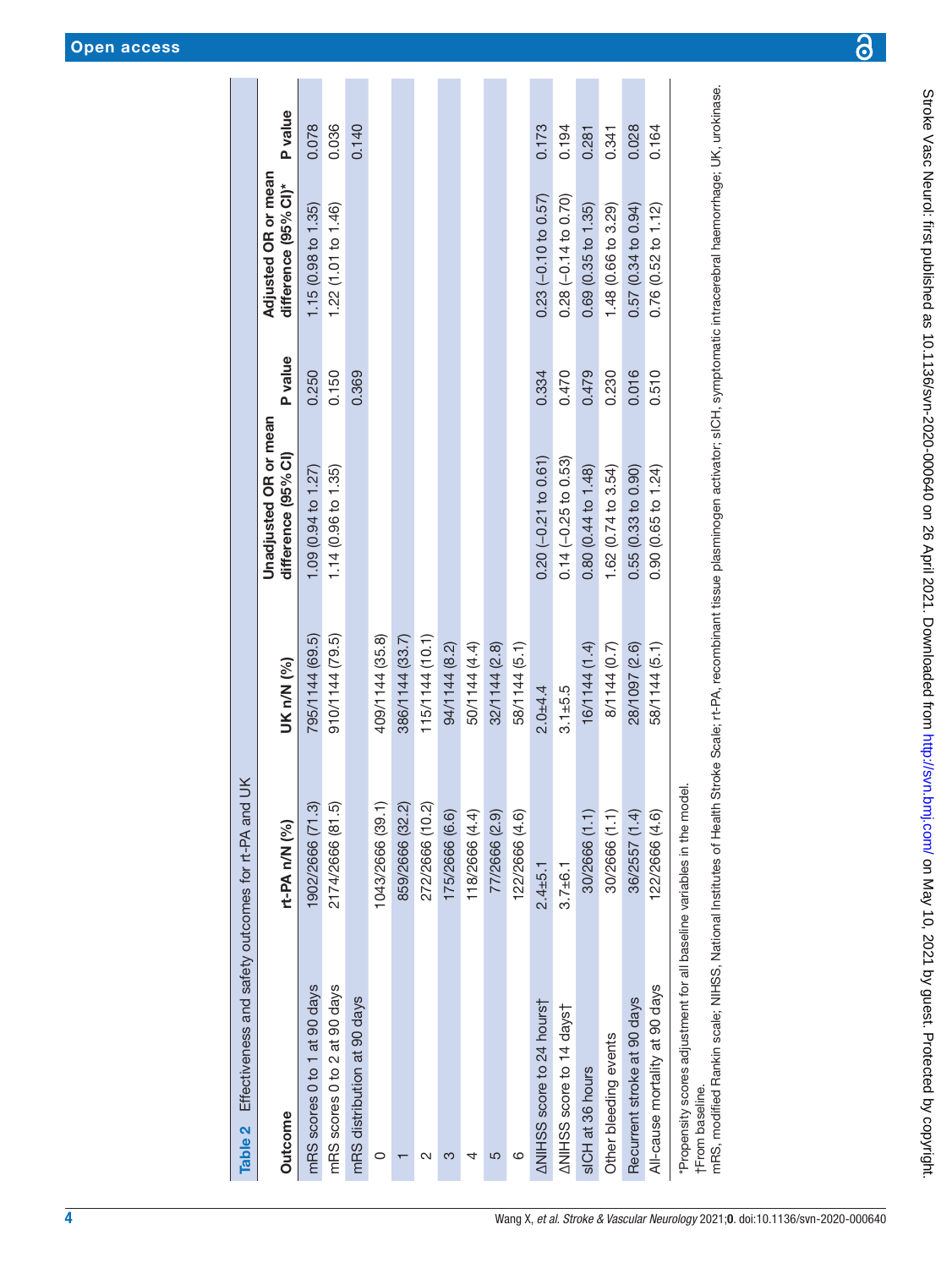**Table 2** Effectiveness and safety outcomes for rt-PA and UK

| Outcome | rt-PA n/N (%) | UK n/N (%) | Unadjusted OR or mean difference (95% CI) | P value | Adjusted OR or mean difference (95% CI)* | P value |
|---|---|---|---|---|---|---|
| mRS scores 0 to 1 at 90 days | 1902/2666 (71.3) | 795/1144 (69.5) | 1.09 (0.94 to 1.27) | 0.250 | 1.15 (0.98 to 1.35) | 0.078 |
| mRS scores 0 to 2 at 90 days | 2174/2666 (81.5) | 910/1144 (79.5) | 1.14 (0.96 to 1.35) | 0.150 | 1.22 (1.01 to 1.46) | 0.036 |
| mRS distribution at 90 days | | | | 0.369 | | 0.140 |
| 0 | 1043/2666 (39.1) | 409/1144 (35.8) | | | | |
| 1 | 859/2666 (32.2) | 386/1144 (33.7) | | | | |
| 2 | 272/2666 (10.2) | 115/1144 (10.1) | | | | |
| 3 | 175/2666 (6.6) | 94/1144 (8.2) | | | | |
| 4 | 118/2666 (4.4) | 50/1144 (4.4) | | | | |
| 5 | 77/2666 (2.9) | 32/1144 (2.8) | | | | |
| 6 | 122/2666 (4.6) | 58/1144 (5.1) | | | | |
| ΔNIHSS score to 24 hours† | 2.4±5.1 | 2.0±4.4 | 0.20 (−0.21 to 0.61) | 0.334 | 0.23 (−0.10 to 0.57) | 0.173 |
| ΔNIHSS score to 14 days† | 3.7±6.1 | 3.1±5.5 | 0.14 (−0.25 to 0.53) | 0.470 | 0.28 (−0.14 to 0.70) | 0.194 |
| sICH at 36 hours | 30/2666 (1.1) | 16/1144 (1.4) | 0.80 (0.44 to 1.48) | 0.479 | 0.69 (0.35 to 1.35) | 0.281 |
| Other bleeding events | 30/2666 (1.1) | 8/1144 (0.7) | 1.62 (0.74 to 3.54) | 0.230 | 1.48 (0.66 to 3.29) | 0.341 |
| Recurrent stroke at 90 days | 36/2557 (1.4) | 28/1097 (2.6) | 0.55 (0.33 to 0.90) | 0.016 | 0.57 (0.34 to 0.94) | 0.028 |
| All-cause mortality at 90 days | 122/2666 (4.6) | 58/1144 (5.1) | 0.90 (0.65 to 1.24) | 0.510 | 0.76 (0.52 to 1.12) | 0.164 |

*Propensity scores adjustment for all baseline variables in the model.
†From baseline.
mRS, modified Rankin scale; NIHSS, National Institutes of Health Stroke Scale; rt-PA, recombinant tissue plasminogen activator; sICH, symptomatic intracerebral haemorrhage; UK, urokinase.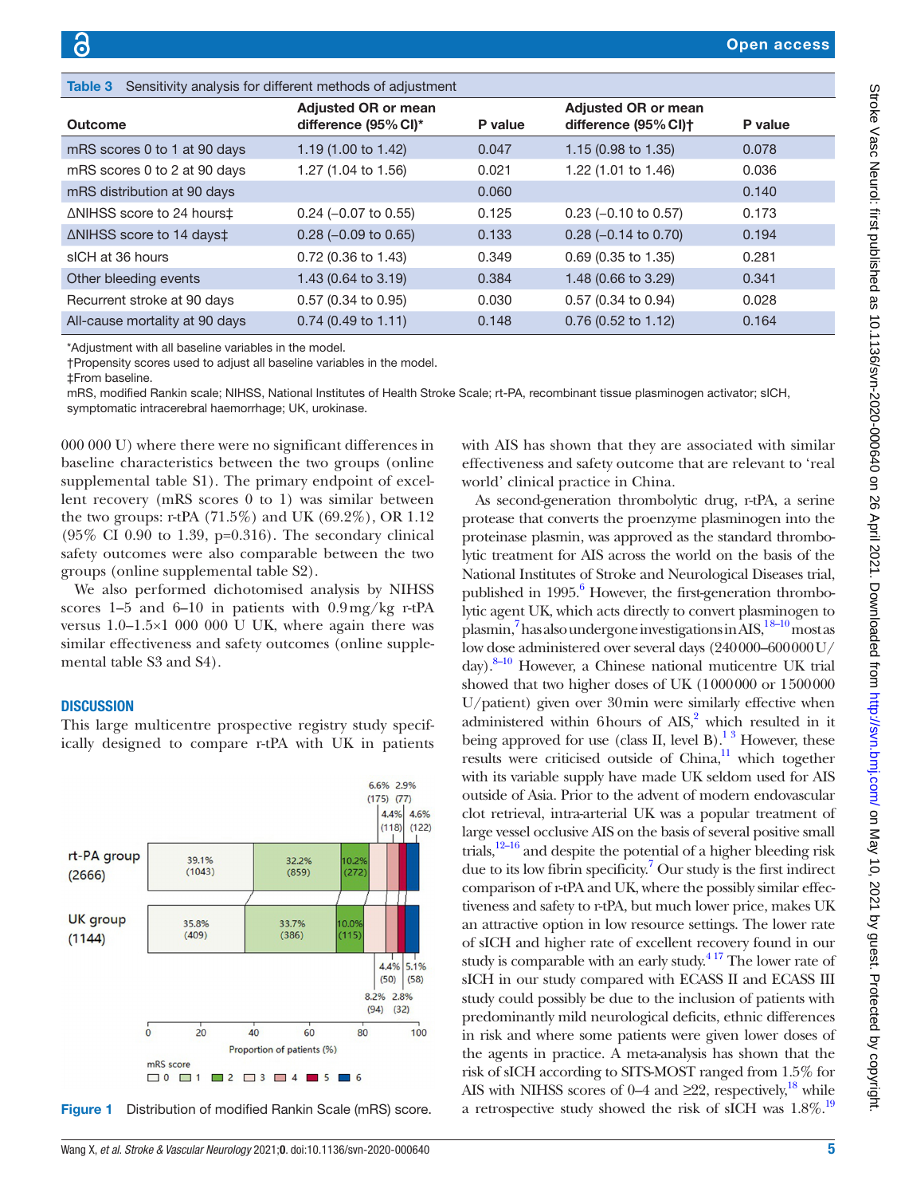Table 3 Sensitivity analysis for different methods of adjustment

| Outcome | Adjusted OR or mean difference (95% CI)* | P value | Adjusted OR or mean difference (95% CI)† | P value |
|---|---|---|---|---|
| mRS scores 0 to 1 at 90 days | 1.19 (1.00 to 1.42) | 0.047 | 1.15 (0.98 to 1.35) | 0.078 |
| mRS scores 0 to 2 at 90 days | 1.27 (1.04 to 1.56) | 0.021 | 1.22 (1.01 to 1.46) | 0.036 |
| mRS distribution at 90 days | | 0.060 | | 0.140 |
| ΔNIHSS score to 24 hours‡ | 0.24 (−0.07 to 0.55) | 0.125 | 0.23 (−0.10 to 0.57) | 0.173 |
| ΔNIHSS score to 14 days‡ | 0.28 (−0.09 to 0.65) | 0.133 | 0.28 (−0.14 to 0.70) | 0.194 |
| sICH at 36 hours | 0.72 (0.36 to 1.43) | 0.349 | 0.69 (0.35 to 1.35) | 0.281 |
| Other bleeding events | 1.43 (0.64 to 3.19) | 0.384 | 1.48 (0.66 to 3.29) | 0.341 |
| Recurrent stroke at 90 days | 0.57 (0.34 to 0.95) | 0.030 | 0.57 (0.34 to 0.94) | 0.028 |
| All-cause mortality at 90 days | 0.74 (0.49 to 1.11) | 0.148 | 0.76 (0.52 to 1.12) | 0.164 |

*Adjustment with all baseline variables in the model.
†Propensity scores used to adjust all baseline variables in the model.
‡From baseline.
mRS, modified Rankin scale; NIHSS, National Institutes of Health Stroke Scale; rt-PA, recombinant tissue plasminogen activator; sICH, symptomatic intracerebral haemorrhage; UK, urokinase.

000 000 U) where there were no significant differences in baseline characteristics between the two groups (online supplemental table S1). The primary endpoint of excellent recovery (mRS scores 0 to 1) was similar between the two groups: r-tPA (71.5%) and UK (69.2%), OR 1.12 (95% CI 0.90 to 1.39, p=0.316). The secondary clinical safety outcomes were also comparable between the two groups (online supplemental table S2).

We also performed dichotomised analysis by NIHSS scores 1–5 and 6–10 in patients with 0.9 mg/kg r-tPA versus 1.0–1.5×1 000 000 U UK, where again there was similar effectiveness and safety outcomes (online supplemental table S3 and S4).

## DISCUSSION

This large multicentre prospective registry study specifically designed to compare r-tPA with UK in patients with AIS has shown that they are associated with similar effectiveness and safety outcome that are relevant to 'real world' clinical practice in China.

Figure 1 Distribution of modified Rankin Scale (mRS) score.

As second-generation thrombolytic drug, r-tPA, a serine protease that converts the proenzyme plasminogen into the proteinase plasmin, was approved as the standard thrombolytic treatment for AIS across the world on the basis of the National Institutes of Stroke and Neurological Diseases trial, published in 1995.[6] However, the first-generation thrombolytic agent UK, which acts directly to convert plasminogen to plasmin,[7] has also undergone investigations in AIS,[18–10] most as low dose administered over several days (240000–600000 U/day).[8–10] However, a Chinese national muticentre UK trial showed that two higher doses of UK (1000000 or 1500000 U/patient) given over 30 min were similarly effective when administered within 6 hours of AIS,[2] which resulted in it being approved for use (class II, level B).[1 3] However, these results were criticised outside of China,[11] which together with its variable supply have made UK seldom used for AIS outside of Asia. Prior to the advent of modern endovascular clot retrieval, intra-arterial UK was a popular treatment of large vessel occlusive AIS on the basis of several positive small trials,[12–16] and despite the potential of a higher bleeding risk due to its low fibrin specificity.[7] Our study is the first indirect comparison of r-tPA and UK, where the possibly similar effectiveness and safety to r-tPA, but much lower price, makes UK an attractive option in low resource settings. The lower rate of sICH and higher rate of excellent recovery found in our study is comparable with an early study.[4 17] The lower rate of sICH in our study compared with ECASS II and ECASS III study could possibly be due to the inclusion of patients with predominantly mild neurological deficits, ethnic differences in risk and where some patients were given lower doses of the agents in practice. A meta-analysis has shown that the risk of sICH according to SITS-MOST ranged from 1.5% for AIS with NIHSS scores of 0–4 and ≥22, respectively,[18] while a retrospective study showed the risk of sICH was 1.8%.[19]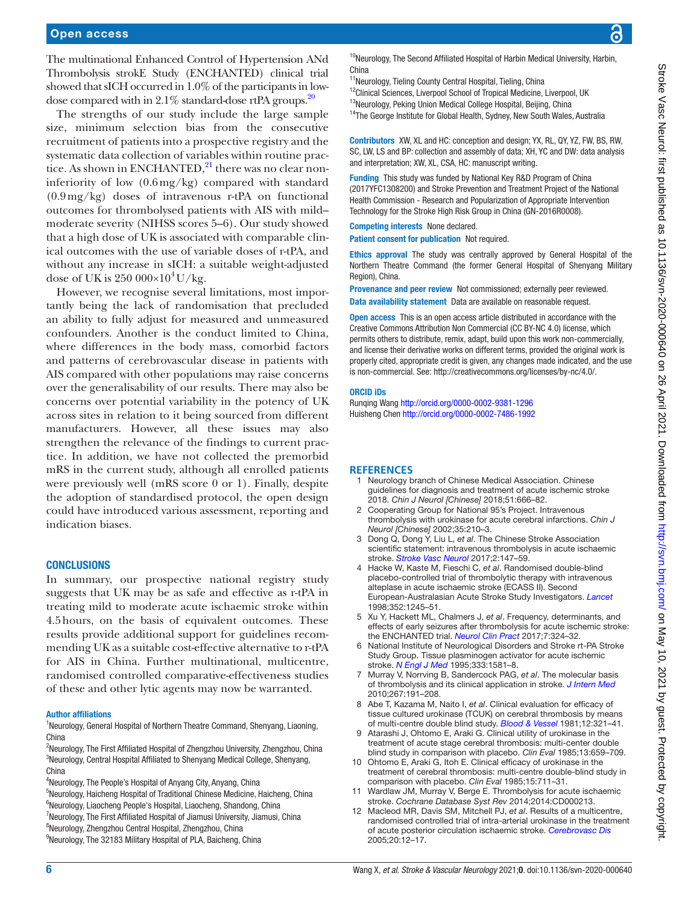The multinational Enhanced Control of Hypertension ANd Thrombolysis strokE Study (ENCHANTED) clinical trial showed that sICH occurred in 1.0% of the participants in low-dose compared with in 2.1% standard-dose rtPA groups.[20]

The strengths of our study include the large sample size, minimum selection bias from the consecutive recruitment of patients into a prospective registry and the systematic data collection of variables within routine practice. As shown in ENCHANTED,[21] there was no clear non-inferiority of low (0.6 mg/kg) compared with standard (0.9 mg/kg) doses of intravenous r-tPA on functional outcomes for thrombolysed patients with AIS with mild–moderate severity (NIHSS scores 5–6). Our study showed that a high dose of UK is associated with comparable clinical outcomes with the use of variable doses of r-tPA, and without any increase in sICH: a suitable weight-adjusted dose of UK is 250 000×$10^4$ U/kg.

However, we recognise several limitations, most importantly being the lack of randomisation that precluded an ability to fully adjust for measured and unmeasured confounders. Another is the conduct limited to China, where differences in the body mass, comorbid factors and patterns of cerebrovascular disease in patients with AIS compared with other populations may raise concerns over the generalisability of our results. There may also be concerns over potential variability in the potency of UK across sites in relation to it being sourced from different manufacturers. However, all these issues may also strengthen the relevance of the findings to current practice. In addition, we have not collected the premorbid mRS in the current study, although all enrolled patients were previously well (mRS score 0 or 1). Finally, despite the adoption of standardised protocol, the open design could have introduced various assessment, reporting and indication biases.

## CONCLUSIONS

In summary, our prospective national registry study suggests that UK may be as safe and effective as r-tPA in treating mild to moderate acute ischaemic stroke within 4.5 hours, on the basis of equivalent outcomes. These results provide additional support for guidelines recommending UK as a suitable cost-effective alternative to r-tPA for AIS in China. Further multinational, multicentre, randomised controlled comparative-effectiveness studies of these and other lytic agents may now be warranted.

#### Author affiliations

[1]Neurology, General Hospital of Northern Theatre Command, Shenyang, Liaoning, China
[2]Neurology, The First Affiliated Hospital of Zhengzhou University, Zhengzhou, China
[3]Neurology, Central Hospital Affiliated to Shenyang Medical College, Shenyang, China
[4]Neurology, The People's Hospital of Anyang City, Anyang, China
[5]Neurology, Haicheng Hospital of Traditional Chinese Medicine, Haicheng, China
[6]Neurology, Liaocheng People's Hospital, Liaocheng, Shandong, China
[7]Neurology, The First Affiliated Hospital of Jiamusi University, Jiamusi, China
[8]Neurology, Zhengzhou Central Hospital, Zhengzhou, China
[9]Neurology, The 32183 Military Hospital of PLA, Baicheng, China
[10]Neurology, The Second Affiliated Hospital of Harbin Medical University, Harbin, China
[11]Neurology, Tieling County Central Hospital, Tieling, China
[12]Clinical Sciences, Liverpool School of Tropical Medicine, Liverpool, UK
[13]Neurology, Peking Union Medical College Hospital, Beijing, China
[14]The George Institute for Global Health, Sydney, New South Wales, Australia

**Contributors** XW, XL and HC: conception and design; YX, RL, QY, YZ, FW, BS, RW, SC, LW, LS and BP: collection and assembly of data; XH, YC and DW: data analysis and interpretation; XW, XL, CSA, HC: manuscript writing.

**Funding** This study was funded by National Key R&D Program of China (2017YFC1308200) and Stroke Prevention and Treatment Project of the National Health Commission - Research and Popularization of Appropriate Intervention Technology for the Stroke High Risk Group in China (GN-2016R0008).

**Competing interests** None declared.

**Patient consent for publication** Not required.

**Ethics approval** The study was centrally approved by General Hospital of the Northern Theatre Command (the former General Hospital of Shenyang Military Region), China.

**Provenance and peer review** Not commissioned; externally peer reviewed.

**Data availability statement** Data are available on reasonable request.

**Open access** This is an open access article distributed in accordance with the Creative Commons Attribution Non Commercial (CC BY-NC 4.0) license, which permits others to distribute, remix, adapt, build upon this work non-commercially, and license their derivative works on different terms, provided the original work is properly cited, appropriate credit is given, any changes made indicated, and the use is non-commercial. See: http://creativecommons.org/licenses/by-nc/4.0/.

#### ORCID iDs

Runqing Wang http://orcid.org/0000-0002-9381-1296
Huisheng Chen http://orcid.org/0000-0002-7486-1992

## REFERENCES

1. Neurology branch of Chinese Medical Association. Chinese guidelines for diagnosis and treatment of acute ischemic stroke 2018. *Chin J Neurol [Chinese]* 2018;51:666–82.
2. Cooperating Group for National 95's Project. Intravenous thrombolysis with urokinase for acute cerebral infarctions. *Chin J Neurol [Chinese]* 2002;35:210–3.
3. Dong Q, Dong Y, Liu L, *et al*. The Chinese Stroke Association scientific statement: intravenous thrombolysis in acute ischaemic stroke. *Stroke Vasc Neurol* 2017;2:147–59.
4. Hacke W, Kaste M, Fieschi C, *et al*. Randomised double-blind placebo-controlled trial of thrombolytic therapy with intravenous alteplase in acute ischaemic stroke (ECASS II). Second European-Australasian Acute Stroke Study Investigators. *Lancet* 1998;352:1245–51.
5. Xu Y, Hackett ML, Chalmers J, *et al*. Frequency, determinants, and effects of early seizures after thrombolysis for acute ischemic stroke: the ENCHANTED trial. *Neurol Clin Pract* 2017;7:324–32.
6. National Institute of Neurological Disorders and Stroke rt-PA Stroke Study Group. Tissue plasminogen activator for acute ischemic stroke. *N Engl J Med* 1995;333:1581–8.
7. Murray V, Norrving B, Sandercock PAG, *et al*. The molecular basis of thrombolysis and its clinical application in stroke. *J Intern Med* 2010;267:191–208.
8. Abe T, Kazama M, Naito I, *et al*. Clinical evaluation for efficacy of tissue cultured urokinase (TCUK) on cerebral thrombosis by means of multi-centre double blind study. *Blood & Vessel* 1981;12:321–41.
9. Atarashi J, Ohtomo E, Araki G. Clinical utility of urokinase in the treatment of acute stage cerebral thrombosis: multi-center double blind study in comparison with placebo. *Clin Eval* 1985;13:659–709.
10. Ohtomo E, Araki G, Itoh E. Clinical efficacy of urokinase in the treatment of cerebral thrombosis: multi-centre double-blind study in comparison with placebo. *Clin Eval* 1985;15:711–31.
11. Wardlaw JM, Murray V, Berge E. Thrombolysis for acute ischaemic stroke. *Cochrane Database Syst Rev* 2014;2014:CD000213.
12. Macleod MR, Davis SM, Mitchell PJ, *et al*. Results of a multicentre, randomised controlled trial of intra-arterial urokinase in the treatment of acute posterior circulation ischaemic stroke. *Cerebrovasc Dis* 2005;20:12–17.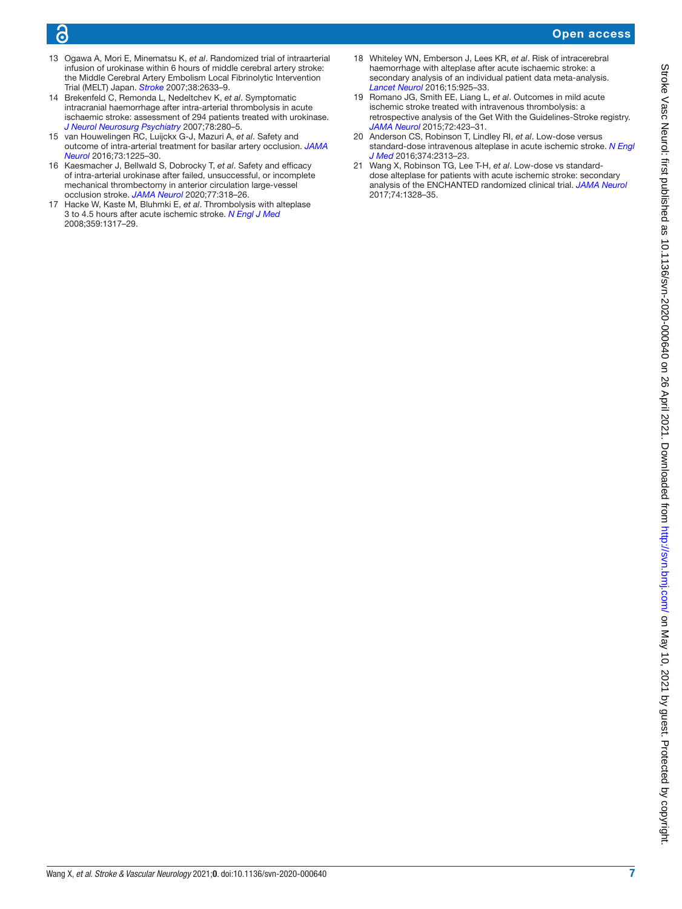13 Ogawa A, Mori E, Minematsu K, *et al*. Randomized trial of intraarterial infusion of urokinase within 6 hours of middle cerebral artery stroke: the Middle Cerebral Artery Embolism Local Fibrinolytic Intervention Trial (MELT) Japan. *Stroke* 2007;38:2633–9.

14 Brekenfeld C, Remonda L, Nedeltchev K, *et al*. Symptomatic intracranial haemorrhage after intra-arterial thrombolysis in acute ischaemic stroke: assessment of 294 patients treated with urokinase. *J Neurol Neurosurg Psychiatry* 2007;78:280–5.

15 van Houwelingen RC, Luijckx G-J, Mazuri A, *et al*. Safety and outcome of intra-arterial treatment for basilar artery occlusion. *JAMA Neurol* 2016;73:1225–30.

16 Kaesmacher J, Bellwald S, Dobrocky T, *et al*. Safety and efficacy of intra-arterial urokinase after failed, unsuccessful, or incomplete mechanical thrombectomy in anterior circulation large-vessel occlusion stroke. *JAMA Neurol* 2020;77:318–26.

17 Hacke W, Kaste M, Bluhmki E, *et al*. Thrombolysis with alteplase 3 to 4.5 hours after acute ischemic stroke. *N Engl J Med* 2008;359:1317–29.

18 Whiteley WN, Emberson J, Lees KR, *et al*. Risk of intracerebral haemorrhage with alteplase after acute ischaemic stroke: a secondary analysis of an individual patient data meta-analysis. *Lancet Neurol* 2016;15:925–33.

19 Romano JG, Smith EE, Liang L, *et al*. Outcomes in mild acute ischemic stroke treated with intravenous thrombolysis: a retrospective analysis of the Get With the Guidelines-Stroke registry. *JAMA Neurol* 2015;72:423–31.

20 Anderson CS, Robinson T, Lindley RI, *et al*. Low-dose versus standard-dose intravenous alteplase in acute ischemic stroke. *N Engl J Med* 2016;374:2313–23.

21 Wang X, Robinson TG, Lee T-H, *et al*. Low-dose vs standard-dose alteplase for patients with acute ischemic stroke: secondary analysis of the ENCHANTED randomized clinical trial. *JAMA Neurol* 2017;74:1328–35.